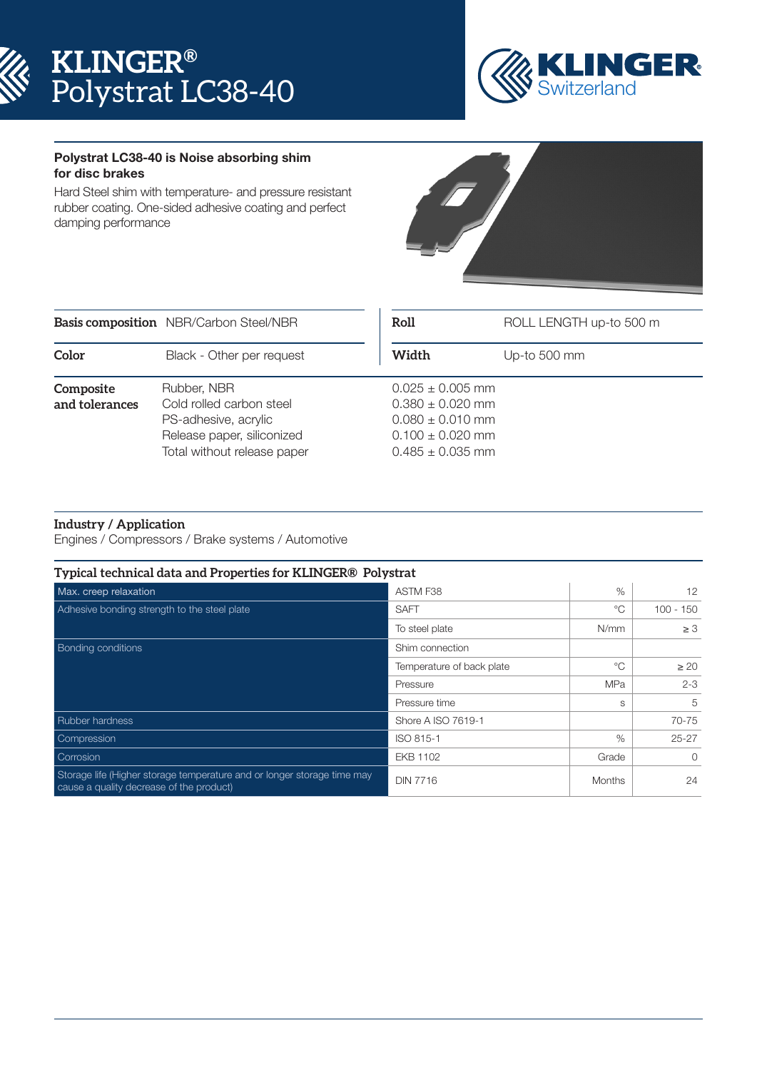# KLINGER® Polystrat LC38-40

**Polystrat LC38-40 is Noise absorbing shim for disc brakes**

Hard Steel shim with temperature- and pressure resistant rubber coating. One-sided adhesive coating and perfect damping performance

| | | | |
|---|---|---|---|
| **Basis composition** | NBR/Carbon Steel/NBR | **Roll** | ROLL LENGTH up-to 500 m |
| **Color** | Black - Other per request | **Width** | Up-to 500 mm |

| **Composite and tolerances** | | |
|---|---|---|
| | Rubber, NBR | 0.025 ± 0.005 mm |
| | Cold rolled carbon steel | 0.380 ± 0.020 mm |
| | PS-adhesive, acrylic | 0.080 ± 0.010 mm |
| | Release paper, siliconized | 0.100 ± 0.020 mm |
| | Total without release paper | 0.485 ± 0.035 mm |

**Industry / Application**
Engines / Compressors / Brake systems / Automotive

**Typical technical data and Properties for KLINGER® Polystrat**

| Property | Standard / Condition | Unit | Value |
|---|---|---|---|
| Max. creep relaxation | ASTM F38 | % | 12 |
| Adhesive bonding strength to the steel plate | SAFT | °C | 100 - 150 |
| | To steel plate | N/mm | ≥ 3 |
| Bonding conditions | Shim connection | | |
| | Temperature of back plate | °C | ≥ 20 |
| | Pressure | MPa | 2-3 |
| | Pressure time | s | 5 |
| Rubber hardness | Shore A ISO 7619-1 | | 70-75 |
| Compression | ISO 815-1 | % | 25-27 |
| Corrosion | EKB 1102 | Grade | 0 |
| Storage life (Higher storage temperature and or longer storage time may cause a quality decrease of the product) | DIN 7716 | Months | 24 |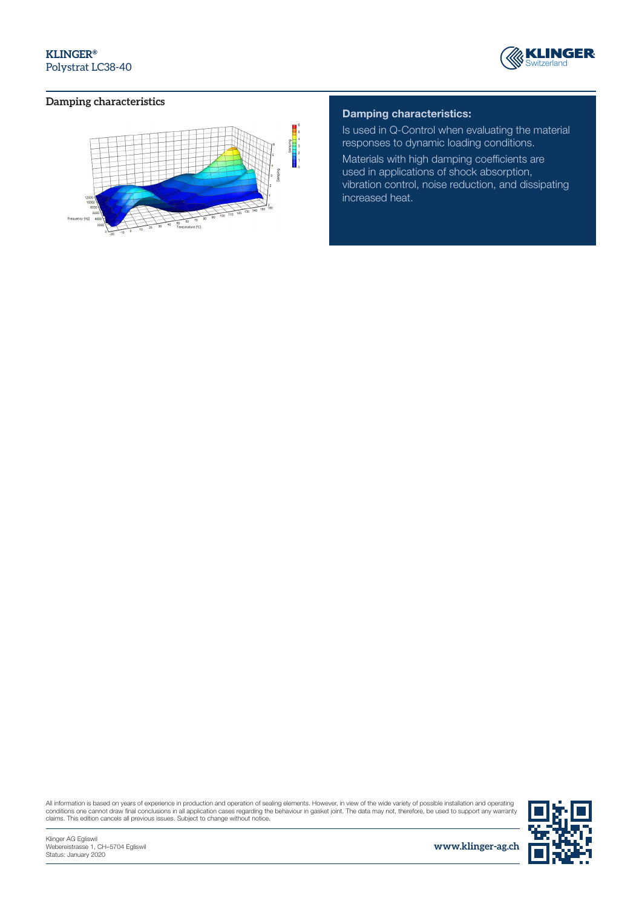## Damping characteristics

Frequency [Hz]
12000
10000
8000
6000
4000
2000
0

Temperature [°C]
-20 -10 0 10 20 30 40 50 60 70 80 90 100 110 120 130 140 150 160

Damping
0 1 2 3 4 5 6

### Damping characteristics:

Is used in Q-Control when evaluating the material responses to dynamic loading conditions.

Materials with high damping coefficients are used in applications of shock absorption, vibration control, noise reduction, and dissipating increased heat.

All information is based on years of experience in production and operation of sealing elements. However, in view of the wide variety of possible installation and operating conditions one cannot draw final conclusions in all application cases regarding the behaviour in gasket joint. The data may not, therefore, be used to support any warranty claims. This edition cancels all previous issues. Subject to change without notice.

Klinger AG Egliswil
Webereistrasse 1, CH–5704 Egliswil
Status: January 2020

www.klinger-ag.ch